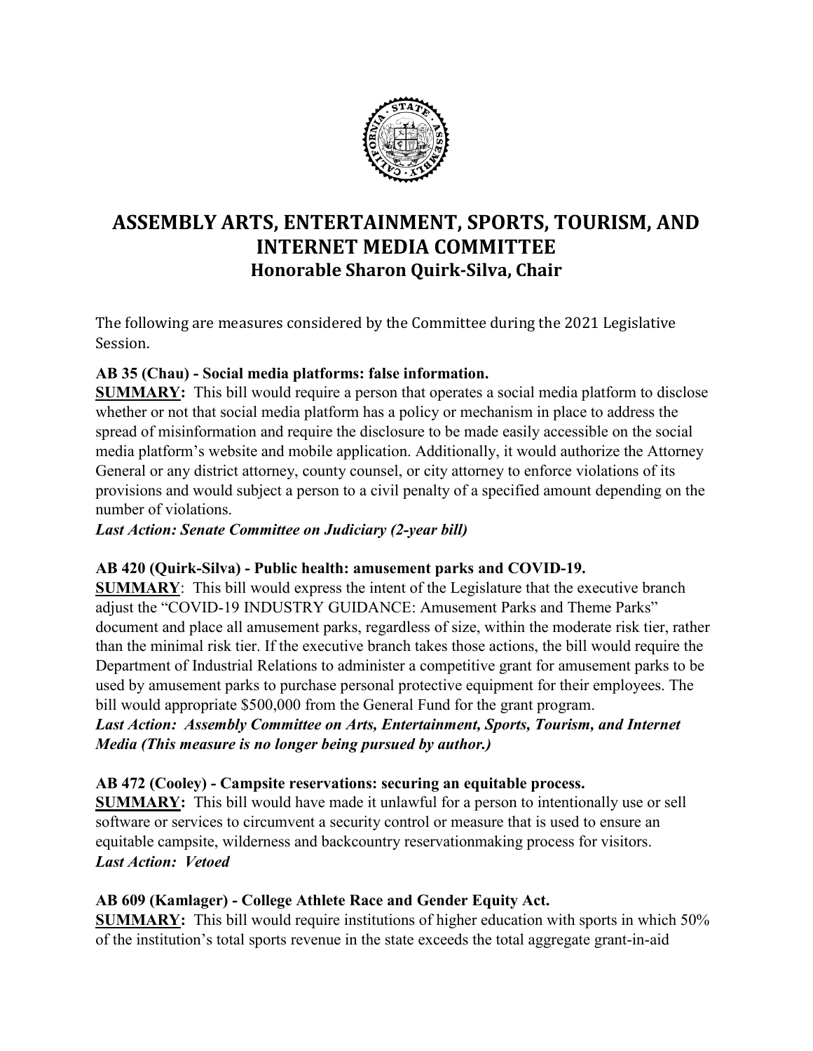# ASSEMBLY ARTS, ENTERTAINMENT, SPORTS, TOURISM, AND INTERNET MEDIA COMMITTEE

## Honorable Sharon Quirk-Silva, Chair

The following are measures considered by the Committee during the 2021 Legislative Session.

**AB 35 (Chau) - Social media platforms: false information.**

**SUMMARY:** This bill would require a person that operates a social media platform to disclose whether or not that social media platform has a policy or mechanism in place to address the spread of misinformation and require the disclosure to be made easily accessible on the social media platform's website and mobile application. Additionally, it would authorize the Attorney General or any district attorney, county counsel, or city attorney to enforce violations of its provisions and would subject a person to a civil penalty of a specified amount depending on the number of violations.

***Last Action: Senate Committee on Judiciary (2-year bill)***

**AB 420 (Quirk-Silva) - Public health: amusement parks and COVID-19.**

**SUMMARY**: This bill would express the intent of the Legislature that the executive branch adjust the "COVID-19 INDUSTRY GUIDANCE: Amusement Parks and Theme Parks" document and place all amusement parks, regardless of size, within the moderate risk tier, rather than the minimal risk tier. If the executive branch takes those actions, the bill would require the Department of Industrial Relations to administer a competitive grant for amusement parks to be used by amusement parks to purchase personal protective equipment for their employees. The bill would appropriate $500,000 from the General Fund for the grant program.

***Last Action: Assembly Committee on Arts, Entertainment, Sports, Tourism, and Internet Media (This measure is no longer being pursued by author.)***

**AB 472 (Cooley) - Campsite reservations: securing an equitable process.**

**SUMMARY:** This bill would have made it unlawful for a person to intentionally use or sell software or services to circumvent a security control or measure that is used to ensure an equitable campsite, wilderness and backcountry reservationmaking process for visitors.

***Last Action: Vetoed***

**AB 609 (Kamlager) - College Athlete Race and Gender Equity Act.**

**SUMMARY:** This bill would require institutions of higher education with sports in which 50% of the institution's total sports revenue in the state exceeds the total aggregate grant-in-aid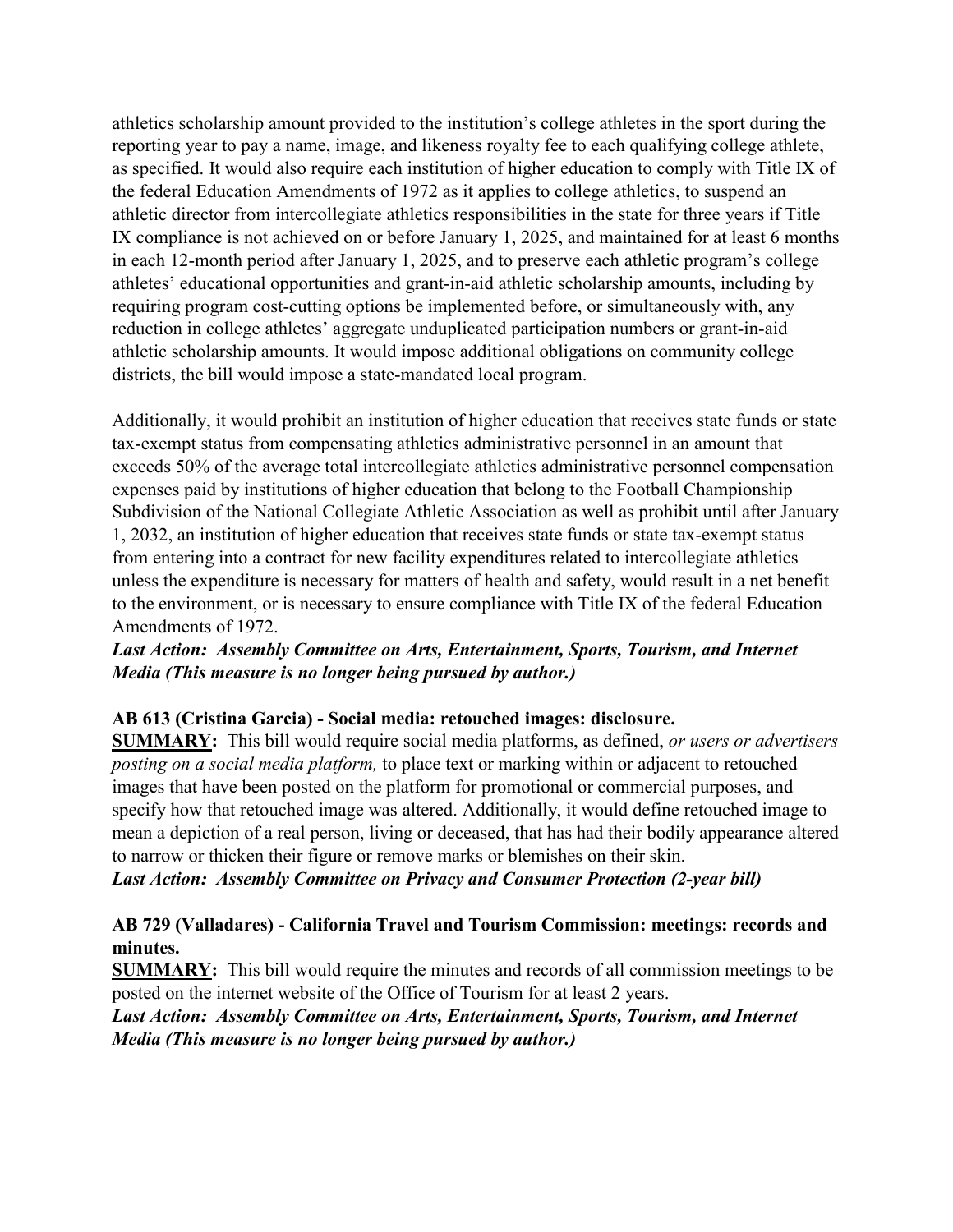athletics scholarship amount provided to the institution's college athletes in the sport during the reporting year to pay a name, image, and likeness royalty fee to each qualifying college athlete, as specified. It would also require each institution of higher education to comply with Title IX of the federal Education Amendments of 1972 as it applies to college athletics, to suspend an athletic director from intercollegiate athletics responsibilities in the state for three years if Title IX compliance is not achieved on or before January 1, 2025, and maintained for at least 6 months in each 12-month period after January 1, 2025, and to preserve each athletic program's college athletes' educational opportunities and grant-in-aid athletic scholarship amounts, including by requiring program cost-cutting options be implemented before, or simultaneously with, any reduction in college athletes' aggregate unduplicated participation numbers or grant-in-aid athletic scholarship amounts. It would impose additional obligations on community college districts, the bill would impose a state-mandated local program.

Additionally, it would prohibit an institution of higher education that receives state funds or state tax-exempt status from compensating athletics administrative personnel in an amount that exceeds 50% of the average total intercollegiate athletics administrative personnel compensation expenses paid by institutions of higher education that belong to the Football Championship Subdivision of the National Collegiate Athletic Association as well as prohibit until after January 1, 2032, an institution of higher education that receives state funds or state tax-exempt status from entering into a contract for new facility expenditures related to intercollegiate athletics unless the expenditure is necessary for matters of health and safety, would result in a net benefit to the environment, or is necessary to ensure compliance with Title IX of the federal Education Amendments of 1972.
***Last Action: Assembly Committee on Arts, Entertainment, Sports, Tourism, and Internet Media (This measure is no longer being pursued by author.)***

**AB 613 (Cristina Garcia) - Social media: retouched images: disclosure.**
**SUMMARY:** This bill would require social media platforms, as defined, *or users or advertisers posting on a social media platform,* to place text or marking within or adjacent to retouched images that have been posted on the platform for promotional or commercial purposes, and specify how that retouched image was altered. Additionally, it would define retouched image to mean a depiction of a real person, living or deceased, that has had their bodily appearance altered to narrow or thicken their figure or remove marks or blemishes on their skin.
***Last Action: Assembly Committee on Privacy and Consumer Protection (2-year bill)***

**AB 729 (Valladares) - California Travel and Tourism Commission: meetings: records and minutes.**
**SUMMARY:** This bill would require the minutes and records of all commission meetings to be posted on the internet website of the Office of Tourism for at least 2 years.
***Last Action: Assembly Committee on Arts, Entertainment, Sports, Tourism, and Internet Media (This measure is no longer being pursued by author.)***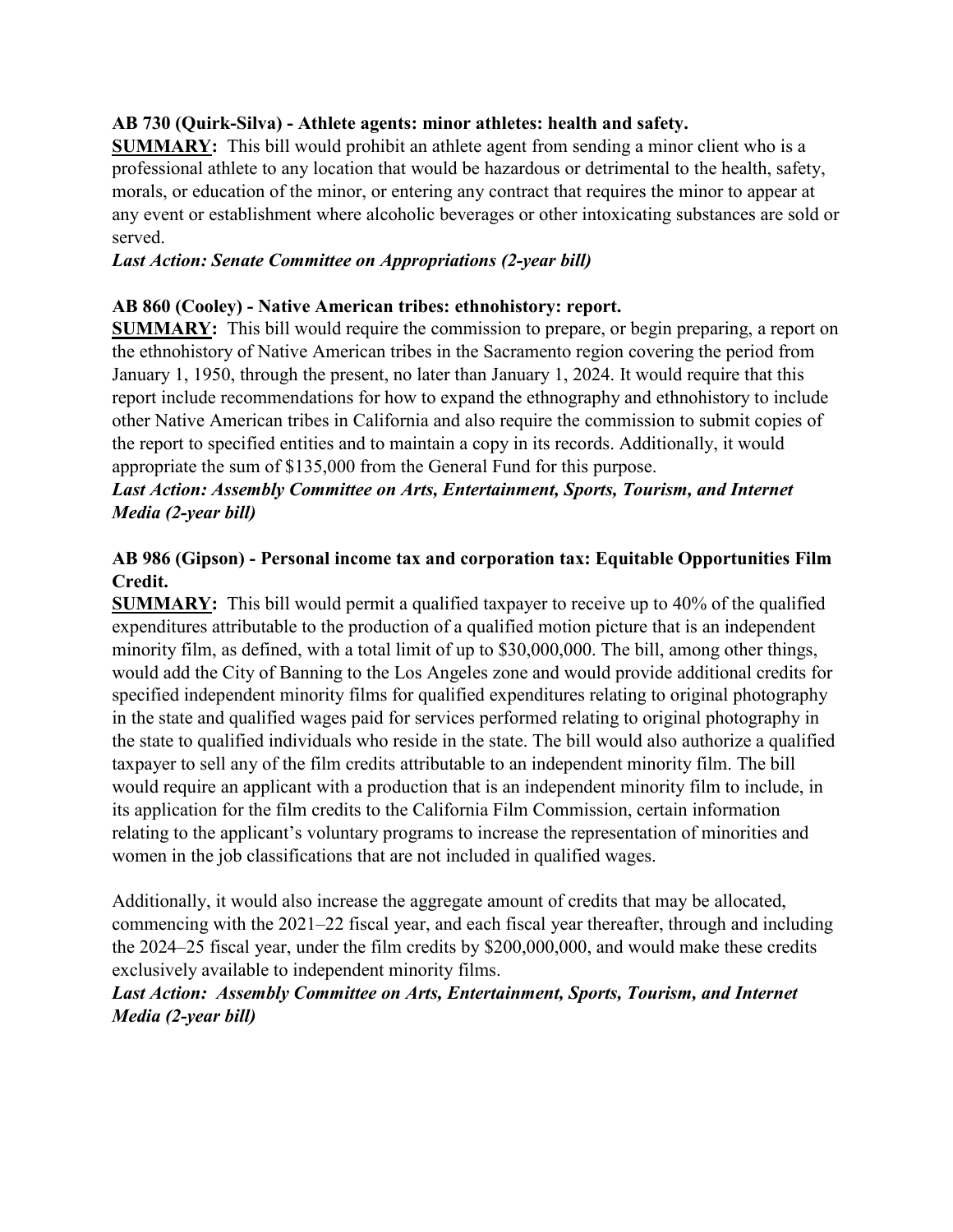**AB 730 (Quirk-Silva) - Athlete agents: minor athletes: health and safety.**

**SUMMARY:** This bill would prohibit an athlete agent from sending a minor client who is a professional athlete to any location that would be hazardous or detrimental to the health, safety, morals, or education of the minor, or entering any contract that requires the minor to appear at any event or establishment where alcoholic beverages or other intoxicating substances are sold or served.

***Last Action: Senate Committee on Appropriations (2-year bill)***

**AB 860 (Cooley) - Native American tribes: ethnohistory: report.**

**SUMMARY:** This bill would require the commission to prepare, or begin preparing, a report on the ethnohistory of Native American tribes in the Sacramento region covering the period from January 1, 1950, through the present, no later than January 1, 2024. It would require that this report include recommendations for how to expand the ethnography and ethnohistory to include other Native American tribes in California and also require the commission to submit copies of the report to specified entities and to maintain a copy in its records. Additionally, it would appropriate the sum of $135,000 from the General Fund for this purpose.

***Last Action: Assembly Committee on Arts, Entertainment, Sports, Tourism, and Internet Media (2-year bill)***

**AB 986 (Gipson) - Personal income tax and corporation tax: Equitable Opportunities Film Credit.**

**SUMMARY:** This bill would permit a qualified taxpayer to receive up to 40% of the qualified expenditures attributable to the production of a qualified motion picture that is an independent minority film, as defined, with a total limit of up to $30,000,000. The bill, among other things, would add the City of Banning to the Los Angeles zone and would provide additional credits for specified independent minority films for qualified expenditures relating to original photography in the state and qualified wages paid for services performed relating to original photography in the state to qualified individuals who reside in the state. The bill would also authorize a qualified taxpayer to sell any of the film credits attributable to an independent minority film. The bill would require an applicant with a production that is an independent minority film to include, in its application for the film credits to the California Film Commission, certain information relating to the applicant's voluntary programs to increase the representation of minorities and women in the job classifications that are not included in qualified wages.

Additionally, it would also increase the aggregate amount of credits that may be allocated, commencing with the 2021–22 fiscal year, and each fiscal year thereafter, through and including the 2024–25 fiscal year, under the film credits by $200,000,000, and would make these credits exclusively available to independent minority films.

***Last Action: Assembly Committee on Arts, Entertainment, Sports, Tourism, and Internet Media (2-year bill)***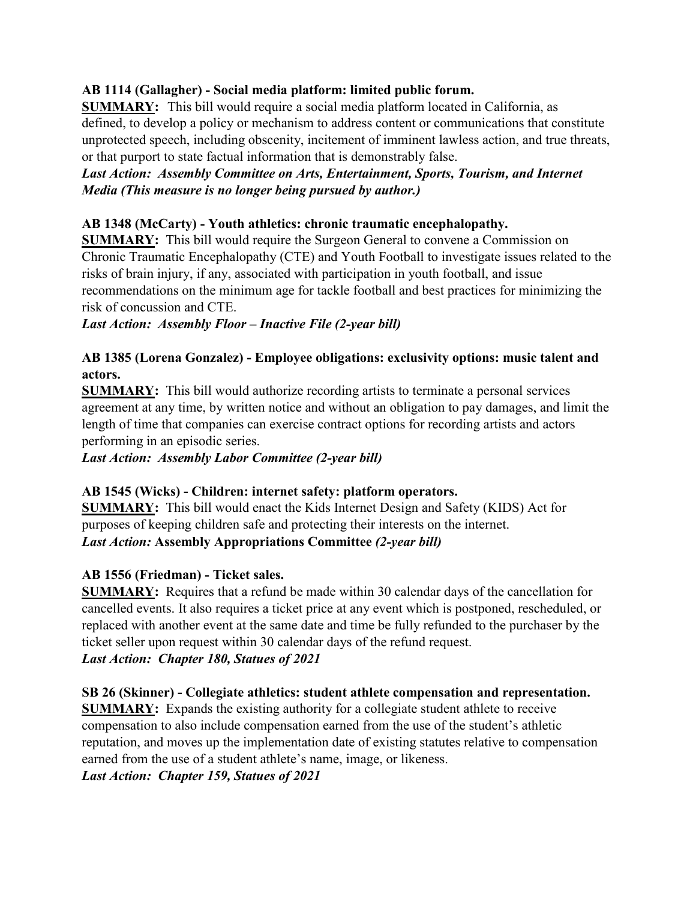**AB 1114 (Gallagher) - Social media platform: limited public forum.**
**SUMMARY:** This bill would require a social media platform located in California, as defined, to develop a policy or mechanism to address content or communications that constitute unprotected speech, including obscenity, incitement of imminent lawless action, and true threats, or that purport to state factual information that is demonstrably false.
***Last Action: Assembly Committee on Arts, Entertainment, Sports, Tourism, and Internet Media (This measure is no longer being pursued by author.)***

**AB 1348 (McCarty) - Youth athletics: chronic traumatic encephalopathy.**
**SUMMARY:** This bill would require the Surgeon General to convene a Commission on Chronic Traumatic Encephalopathy (CTE) and Youth Football to investigate issues related to the risks of brain injury, if any, associated with participation in youth football, and issue recommendations on the minimum age for tackle football and best practices for minimizing the risk of concussion and CTE.
***Last Action: Assembly Floor – Inactive File (2-year bill)***

**AB 1385 (Lorena Gonzalez) - Employee obligations: exclusivity options: music talent and actors.**
**SUMMARY:** This bill would authorize recording artists to terminate a personal services agreement at any time, by written notice and without an obligation to pay damages, and limit the length of time that companies can exercise contract options for recording artists and actors performing in an episodic series.
***Last Action: Assembly Labor Committee (2-year bill)***

**AB 1545 (Wicks) - Children: internet safety: platform operators.**
**SUMMARY:** This bill would enact the Kids Internet Design and Safety (KIDS) Act for purposes of keeping children safe and protecting their interests on the internet.
***Last Action:* Assembly Appropriations Committee *(2-year bill)***

**AB 1556 (Friedman) - Ticket sales.**
**SUMMARY:** Requires that a refund be made within 30 calendar days of the cancellation for cancelled events. It also requires a ticket price at any event which is postponed, rescheduled, or replaced with another event at the same date and time be fully refunded to the purchaser by the ticket seller upon request within 30 calendar days of the refund request.
***Last Action: Chapter 180, Statues of 2021***

**SB 26 (Skinner) - Collegiate athletics: student athlete compensation and representation.**
**SUMMARY:** Expands the existing authority for a collegiate student athlete to receive compensation to also include compensation earned from the use of the student's athletic reputation, and moves up the implementation date of existing statutes relative to compensation earned from the use of a student athlete's name, image, or likeness.
***Last Action: Chapter 159, Statues of 2021***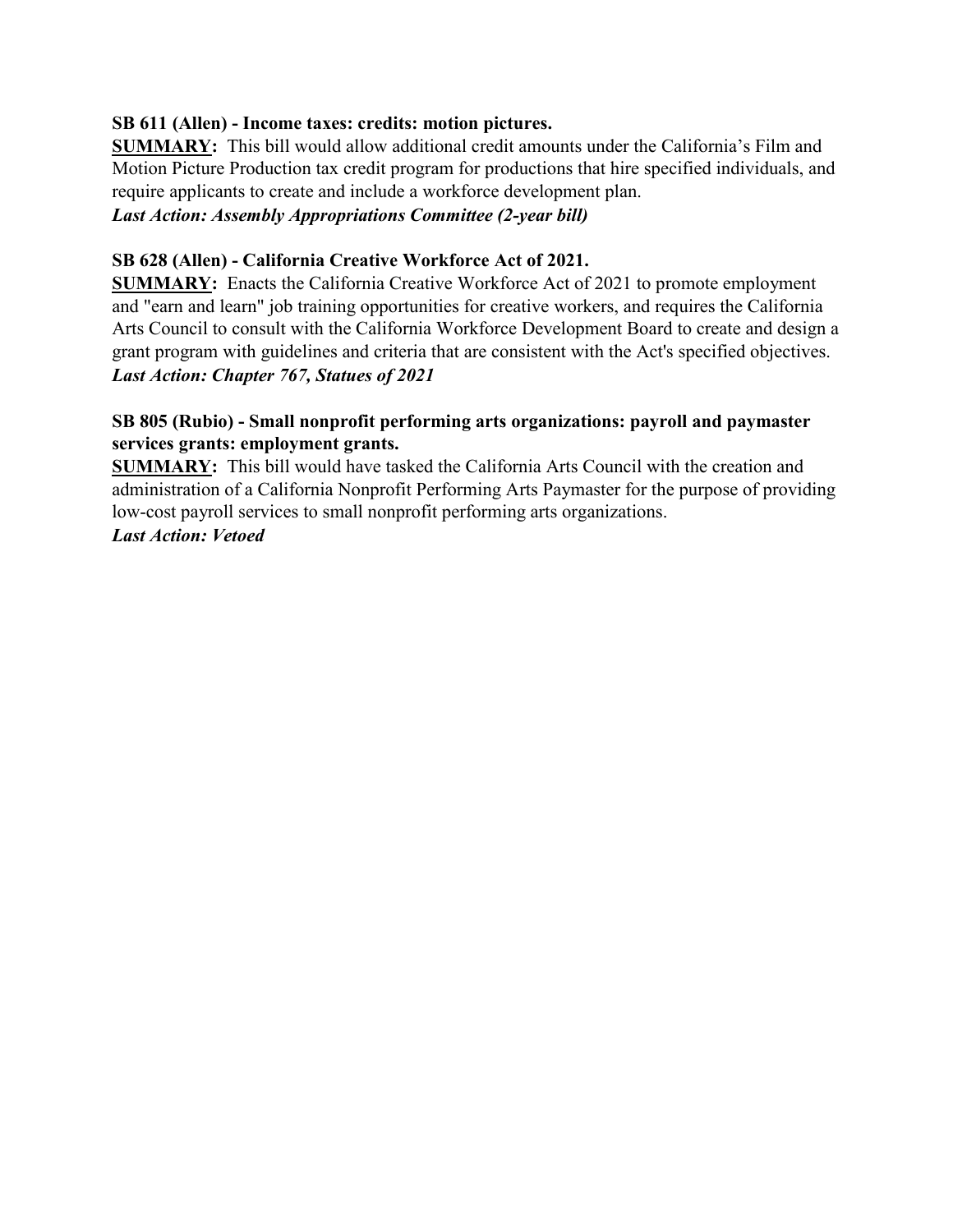**SB 611 (Allen) - Income taxes: credits: motion pictures.**

**SUMMARY:** This bill would allow additional credit amounts under the California's Film and Motion Picture Production tax credit program for productions that hire specified individuals, and require applicants to create and include a workforce development plan.

***Last Action: Assembly Appropriations Committee (2-year bill)***

**SB 628 (Allen) - California Creative Workforce Act of 2021.**

**SUMMARY:** Enacts the California Creative Workforce Act of 2021 to promote employment and "earn and learn" job training opportunities for creative workers, and requires the California Arts Council to consult with the California Workforce Development Board to create and design a grant program with guidelines and criteria that are consistent with the Act's specified objectives.

***Last Action: Chapter 767, Statues of 2021***

**SB 805 (Rubio) - Small nonprofit performing arts organizations: payroll and paymaster services grants: employment grants.**

**SUMMARY:** This bill would have tasked the California Arts Council with the creation and administration of a California Nonprofit Performing Arts Paymaster for the purpose of providing low-cost payroll services to small nonprofit performing arts organizations.

***Last Action: Vetoed***